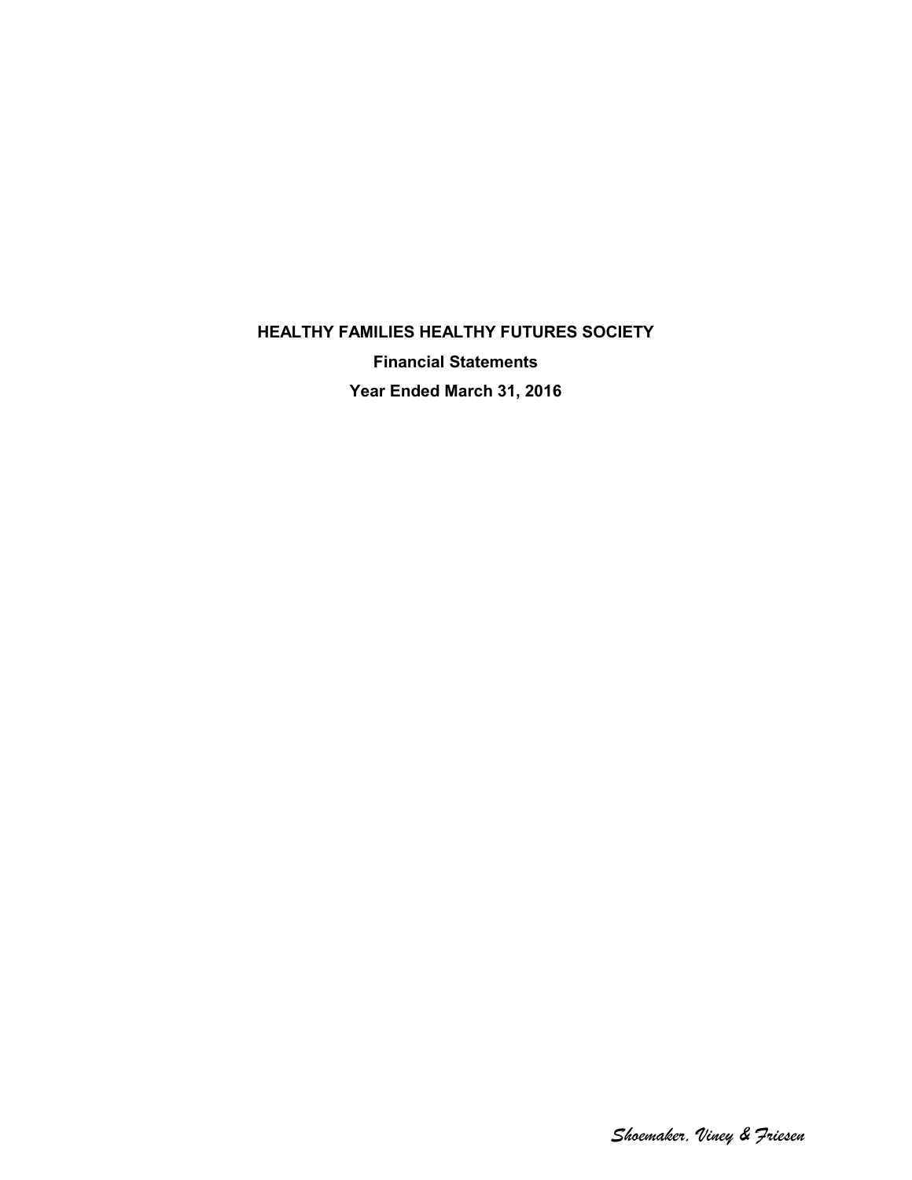# HEALTHY FAMILIES HEALTHY FUTURES SOCIETY

**Financial Statements**

**Year Ended March 31, 2016**

*Shoemaker, Viney & Friesen*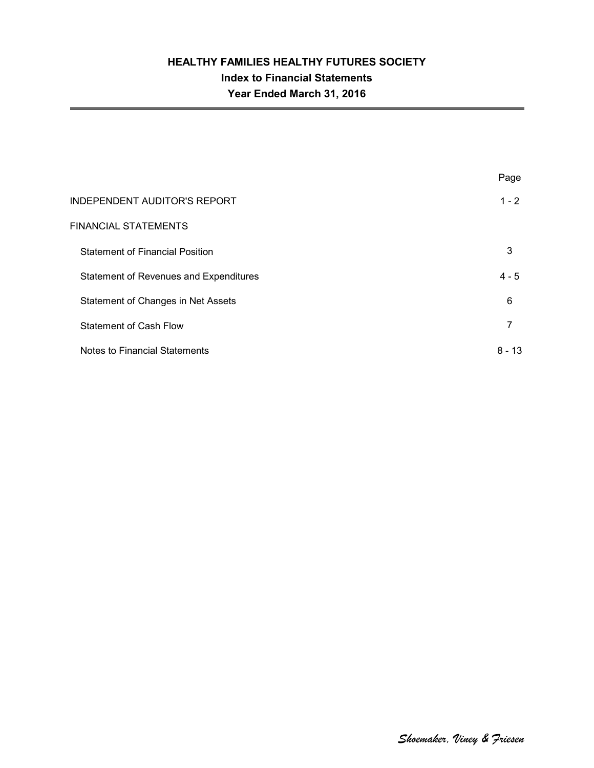# HEALTHY FAMILIES HEALTHY FUTURES SOCIETY

## Index to Financial Statements

## Year Ended March 31, 2016

| | Page |
|---|---|
| INDEPENDENT AUDITOR'S REPORT | 1 - 2 |
| FINANCIAL STATEMENTS | |
| Statement of Financial Position | 3 |
| Statement of Revenues and Expenditures | 4 - 5 |
| Statement of Changes in Net Assets | 6 |
| Statement of Cash Flow | 7 |
| Notes to Financial Statements | 8 - 13 |

*Shoemaker, Viney & Friesen*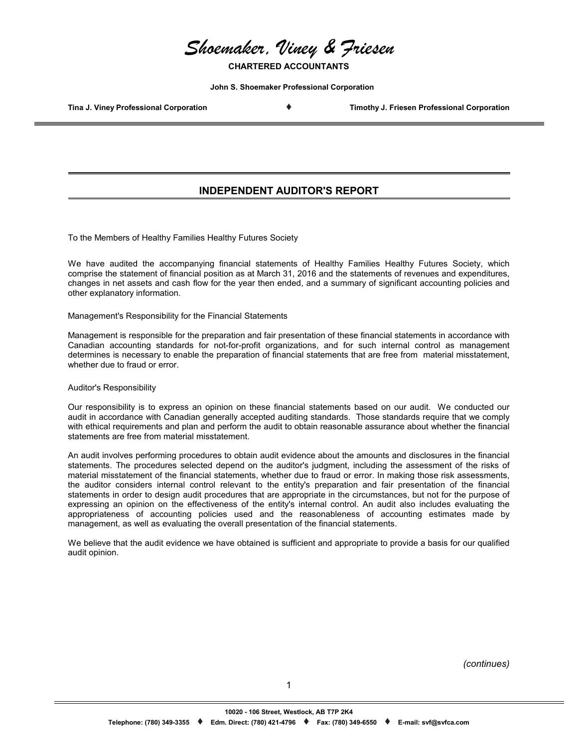# *Shoemaker, Viney & Friesen*

**CHARTERED ACCOUNTANTS**

**John S. Shoemaker Professional Corporation**

**Tina J. Viney Professional Corporation** ♦ **Timothy J. Friesen Professional Corporation**

## INDEPENDENT AUDITOR'S REPORT

To the Members of Healthy Families Healthy Futures Society

We have audited the accompanying financial statements of Healthy Families Healthy Futures Society, which comprise the statement of financial position as at March 31, 2016 and the statements of revenues and expenditures, changes in net assets and cash flow for the year then ended, and a summary of significant accounting policies and other explanatory information.

Management's Responsibility for the Financial Statements

Management is responsible for the preparation and fair presentation of these financial statements in accordance with Canadian accounting standards for not-for-profit organizations, and for such internal control as management determines is necessary to enable the preparation of financial statements that are free from material misstatement, whether due to fraud or error.

Auditor's Responsibility

Our responsibility is to express an opinion on these financial statements based on our audit. We conducted our audit in accordance with Canadian generally accepted auditing standards. Those standards require that we comply with ethical requirements and plan and perform the audit to obtain reasonable assurance about whether the financial statements are free from material misstatement.

An audit involves performing procedures to obtain audit evidence about the amounts and disclosures in the financial statements. The procedures selected depend on the auditor's judgment, including the assessment of the risks of material misstatement of the financial statements, whether due to fraud or error. In making those risk assessments, the auditor considers internal control relevant to the entity's preparation and fair presentation of the financial statements in order to design audit procedures that are appropriate in the circumstances, but not for the purpose of expressing an opinion on the effectiveness of the entity's internal control. An audit also includes evaluating the appropriateness of accounting policies used and the reasonableness of accounting estimates made by management, as well as evaluating the overall presentation of the financial statements.

We believe that the audit evidence we have obtained is sufficient and appropriate to provide a basis for our qualified audit opinion.

*(continues)*

10020 - 106 Street, Westlock, AB T7P 2K4

Telephone: (780) 349-3355 ♦ Edm. Direct: (780) 421-4796 ♦ Fax: (780) 349-6550 ♦ E-mail: svf@svfca.com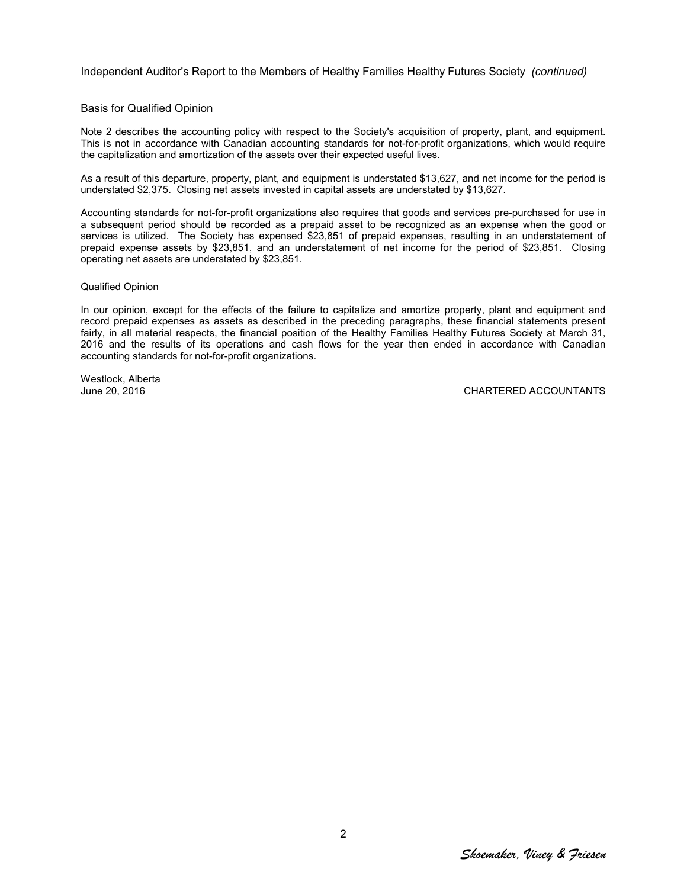Independent Auditor's Report to the Members of Healthy Families Healthy Futures Society *(continued)*

## Basis for Qualified Opinion

Note 2 describes the accounting policy with respect to the Society's acquisition of property, plant, and equipment. This is not in accordance with Canadian accounting standards for not-for-profit organizations, which would require the capitalization and amortization of the assets over their expected useful lives.

As a result of this departure, property, plant, and equipment is understated $13,627, and net income for the period is understated $2,375. Closing net assets invested in capital assets are understated by $13,627.

Accounting standards for not-for-profit organizations also requires that goods and services pre-purchased for use in a subsequent period should be recorded as a prepaid asset to be recognized as an expense when the good or services is utilized. The Society has expensed $23,851 of prepaid expenses, resulting in an understatement of prepaid expense assets by $23,851, and an understatement of net income for the period of $23,851. Closing operating net assets are understated by $23,851.

## Qualified Opinion

In our opinion, except for the effects of the failure to capitalize and amortize property, plant and equipment and record prepaid expenses as assets as described in the preceding paragraphs, these financial statements present fairly, in all material respects, the financial position of the Healthy Families Healthy Futures Society at March 31, 2016 and the results of its operations and cash flows for the year then ended in accordance with Canadian accounting standards for not-for-profit organizations.

Westlock, Alberta
June 20, 2016

CHARTERED ACCOUNTANTS

*Shoemaker, Viney & Friesen*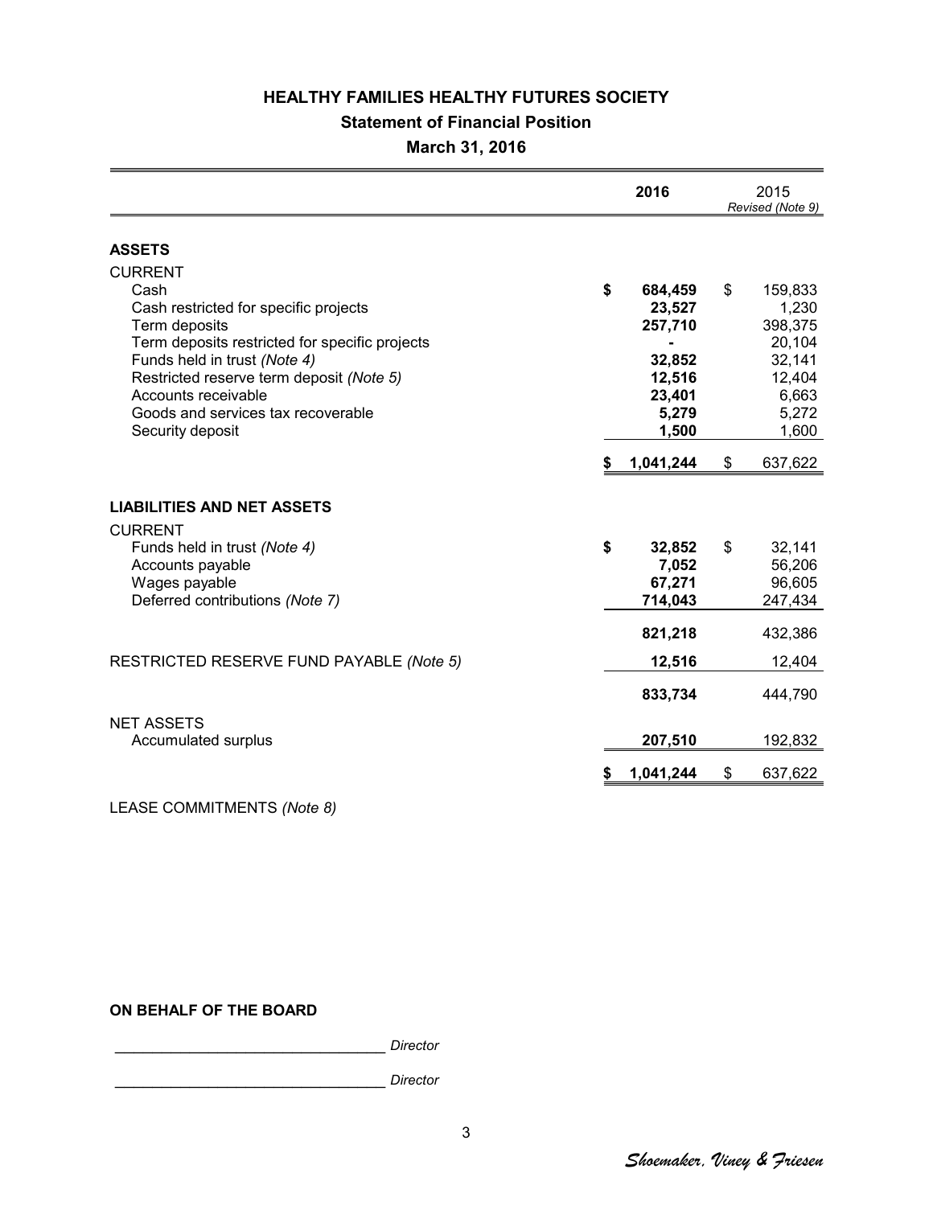# HEALTHY FAMILIES HEALTHY FUTURES SOCIETY

## Statement of Financial Position

### March 31, 2016

| | 2016 | 2015 *Revised (Note 9)* |
|---|---|---|
| **ASSETS** | | |
| CURRENT | | |
| Cash | **$ 684,459** | $ 159,833 |
| Cash restricted for specific projects | **23,527** | 1,230 |
| Term deposits | **257,710** | 398,375 |
| Term deposits restricted for specific projects | **-** | 20,104 |
| Funds held in trust *(Note 4)* | **32,852** | 32,141 |
| Restricted reserve term deposit *(Note 5)* | **12,516** | 12,404 |
| Accounts receivable | **23,401** | 6,663 |
| Goods and services tax recoverable | **5,279** | 5,272 |
| Security deposit | **1,500** | 1,600 |
| | **$ 1,041,244** | $ 637,622 |
| **LIABILITIES AND NET ASSETS** | | |
| CURRENT | | |
| Funds held in trust *(Note 4)* | **$ 32,852** | $ 32,141 |
| Accounts payable | **7,052** | 56,206 |
| Wages payable | **67,271** | 96,605 |
| Deferred contributions *(Note 7)* | **714,043** | 247,434 |
| | **821,218** | 432,386 |
| RESTRICTED RESERVE FUND PAYABLE *(Note 5)* | **12,516** | 12,404 |
| | **833,734** | 444,790 |
| NET ASSETS | | |
| Accumulated surplus | **207,510** | 192,832 |
| | **$ 1,041,244** | $ 637,622 |

LEASE COMMITMENTS *(Note 8)*

**ON BEHALF OF THE BOARD**

_________________________________ *Director*

_________________________________ *Director*

*Shoemaker, Viney & Friesen*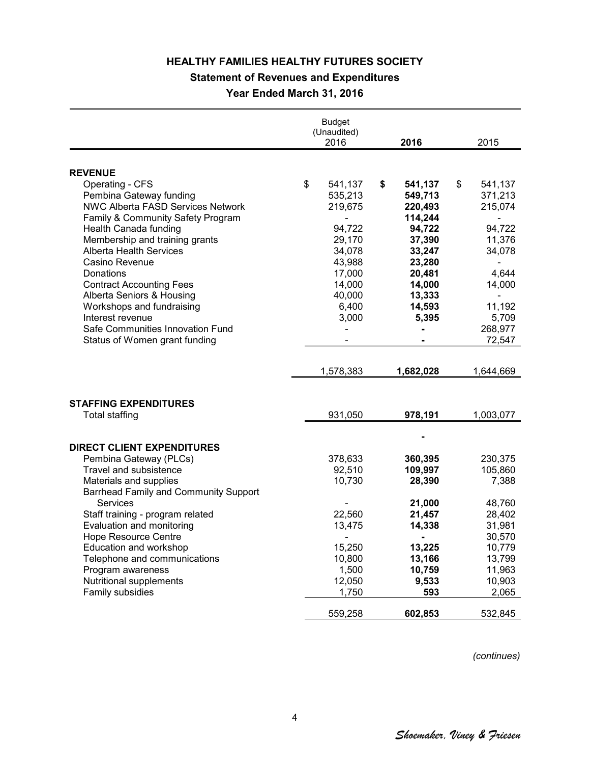# HEALTHY FAMILIES HEALTHY FUTURES SOCIETY

## Statement of Revenues and Expenditures

### Year Ended March 31, 2016

| | Budget (Unaudited) 2016 | **2016** | 2015 |
|---|---|---|---|
| **REVENUE** | | | |
| Operating - CFS | $ 541,137 | **$ 541,137** | $ 541,137 |
| Pembina Gateway funding | 535,213 | **549,713** | 371,213 |
| NWC Alberta FASD Services Network | 219,675 | **220,493** | 215,074 |
| Family & Community Safety Program | - | **114,244** | - |
| Health Canada funding | 94,722 | **94,722** | 94,722 |
| Membership and training grants | 29,170 | **37,390** | 11,376 |
| Alberta Health Services | 34,078 | **33,247** | 34,078 |
| Casino Revenue | 43,988 | **23,280** | - |
| Donations | 17,000 | **20,481** | 4,644 |
| Contract Accounting Fees | 14,000 | **14,000** | 14,000 |
| Alberta Seniors & Housing | 40,000 | **13,333** | - |
| Workshops and fundraising | 6,400 | **14,593** | 11,192 |
| Interest revenue | 3,000 | **5,395** | 5,709 |
| Safe Communities Innovation Fund | - | **-** | 268,977 |
| Status of Women grant funding | - | **-** | 72,547 |
| | 1,578,383 | **1,682,028** | 1,644,669 |
| **STAFFING EXPENDITURES** | | | |
| Total staffing | 931,050 | **978,191** | 1,003,077 |
| | | **-** | |
| **DIRECT CLIENT EXPENDITURES** | | | |
| Pembina Gateway (PLCs) | 378,633 | **360,395** | 230,375 |
| Travel and subsistence | 92,510 | **109,997** | 105,860 |
| Materials and supplies | 10,730 | **28,390** | 7,388 |
| Barrhead Family and Community Support Services | - | **21,000** | 48,760 |
| Staff training - program related | 22,560 | **21,457** | 28,402 |
| Evaluation and monitoring | 13,475 | **14,338** | 31,981 |
| Hope Resource Centre | - | **-** | 30,570 |
| Education and workshop | 15,250 | **13,225** | 10,779 |
| Telephone and communications | 10,800 | **13,166** | 13,799 |
| Program awareness | 1,500 | **10,759** | 11,963 |
| Nutritional supplements | 12,050 | **9,533** | 10,903 |
| Family subsidies | 1,750 | **593** | 2,065 |
| | 559,258 | **602,853** | 532,845 |

*(continues)*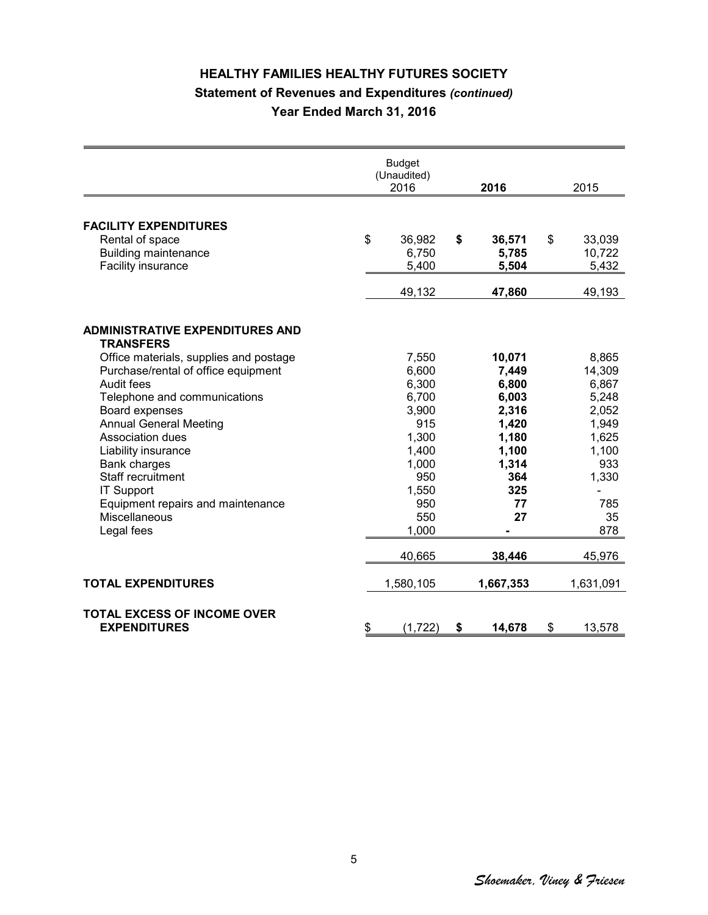# HEALTHY FAMILIES HEALTHY FUTURES SOCIETY

## Statement of Revenues and Expenditures *(continued)*

## Year Ended March 31, 2016

| | Budget (Unaudited) 2016 | **2016** | 2015 |
|---|---|---|---|
| **FACILITY EXPENDITURES** | | | |
| Rental of space | $ 36,982 | **$ 36,571** | $ 33,039 |
| Building maintenance | 6,750 | **5,785** | 10,722 |
| Facility insurance | 5,400 | **5,504** | 5,432 |
| | 49,132 | **47,860** | 49,193 |
| **ADMINISTRATIVE EXPENDITURES AND TRANSFERS** | | | |
| Office materials, supplies and postage | 7,550 | **10,071** | 8,865 |
| Purchase/rental of office equipment | 6,600 | **7,449** | 14,309 |
| Audit fees | 6,300 | **6,800** | 6,867 |
| Telephone and communications | 6,700 | **6,003** | 5,248 |
| Board expenses | 3,900 | **2,316** | 2,052 |
| Annual General Meeting | 915 | **1,420** | 1,949 |
| Association dues | 1,300 | **1,180** | 1,625 |
| Liability insurance | 1,400 | **1,100** | 1,100 |
| Bank charges | 1,000 | **1,314** | 933 |
| Staff recruitment | 950 | **364** | 1,330 |
| IT Support | 1,550 | **325** | - |
| Equipment repairs and maintenance | 950 | **77** | 785 |
| Miscellaneous | 550 | **27** | 35 |
| Legal fees | 1,000 | **-** | 878 |
| | 40,665 | **38,446** | 45,976 |
| **TOTAL EXPENDITURES** | 1,580,105 | **1,667,353** | 1,631,091 |
| **TOTAL EXCESS OF INCOME OVER EXPENDITURES** | $ (1,722) | **$ 14,678** | $ 13,578 |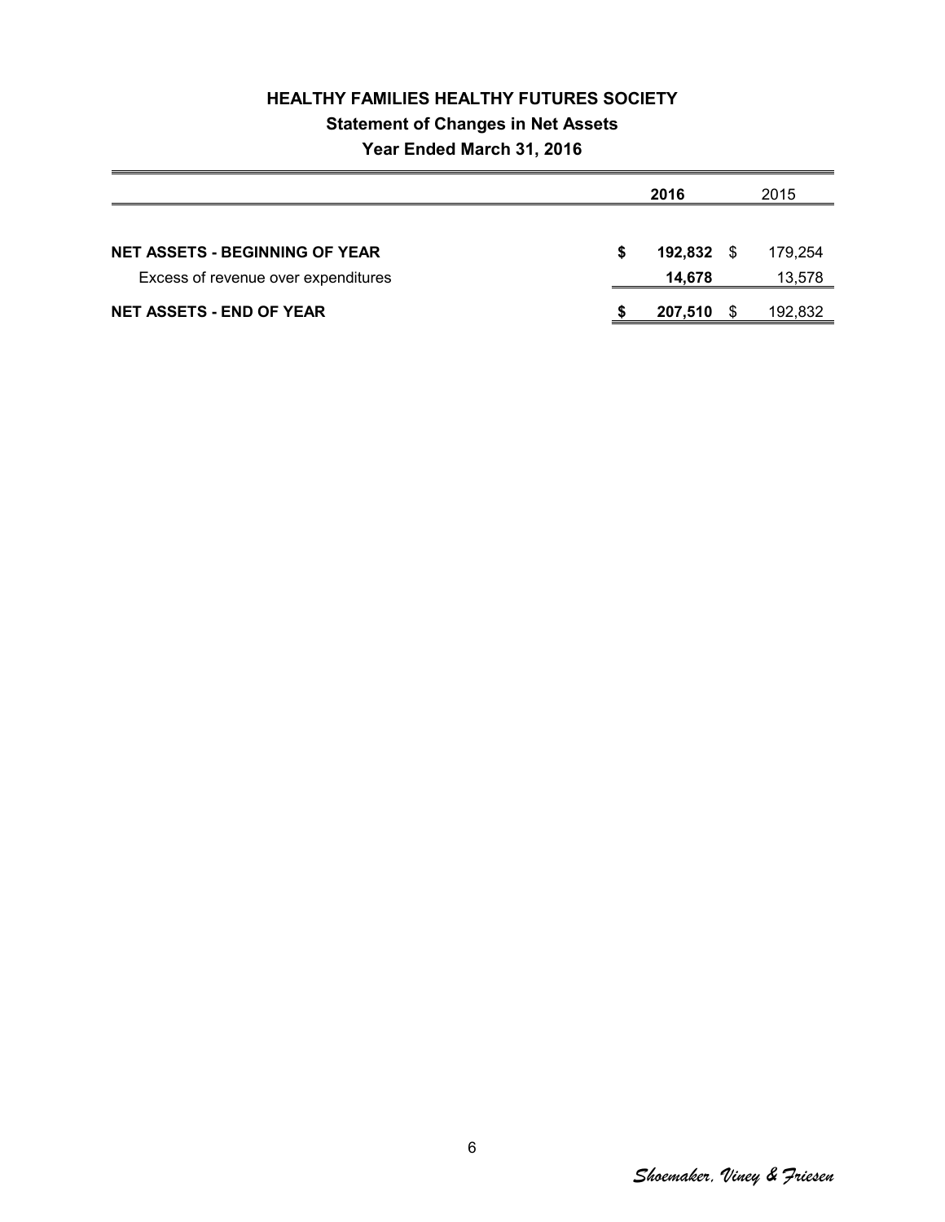# HEALTHY FAMILIES HEALTHY FUTURES SOCIETY

## Statement of Changes in Net Assets

### Year Ended March 31, 2016

| | 2016 | 2015 |
|---|---|---|
| **NET ASSETS - BEGINNING OF YEAR** | **$ 192,832** | $ 179,254 |
| Excess of revenue over expenditures | **14,678** | 13,578 |
| **NET ASSETS - END OF YEAR** | **$ 207,510** | $ 192,832 |

*Shoemaker, Viney & Friesen*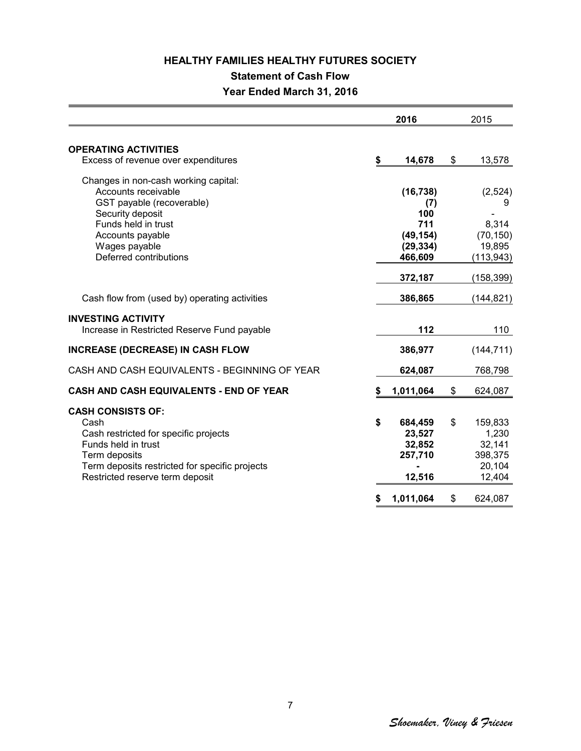# HEALTHY FAMILIES HEALTHY FUTURES SOCIETY

## Statement of Cash Flow

### Year Ended March 31, 2016

| | 2016 | 2015 |
|---|---|---|
| **OPERATING ACTIVITIES** | | |
| Excess of revenue over expenditures | **$ 14,678** | $ 13,578 |
| Changes in non-cash working capital: | | |
| Accounts receivable | **(16,738)** | (2,524) |
| GST payable (recoverable) | **(7)** | 9 |
| Security deposit | **100** | - |
| Funds held in trust | **711** | 8,314 |
| Accounts payable | **(49,154)** | (70,150) |
| Wages payable | **(29,334)** | 19,895 |
| Deferred contributions | **466,609** | (113,943) |
| | **372,187** | (158,399) |
| Cash flow from (used by) operating activities | **386,865** | (144,821) |
| **INVESTING ACTIVITY** | | |
| Increase in Restricted Reserve Fund payable | **112** | 110 |
| **INCREASE (DECREASE) IN CASH FLOW** | **386,977** | (144,711) |
| CASH AND CASH EQUIVALENTS - BEGINNING OF YEAR | **624,087** | 768,798 |
| **CASH AND CASH EQUIVALENTS - END OF YEAR** | **$ 1,011,064** | $ 624,087 |
| **CASH CONSISTS OF:** | | |
| Cash | **$ 684,459** | $ 159,833 |
| Cash restricted for specific projects | **23,527** | 1,230 |
| Funds held in trust | **32,852** | 32,141 |
| Term deposits | **257,710** | 398,375 |
| Term deposits restricted for specific projects | **-** | 20,104 |
| Restricted reserve term deposit | **12,516** | 12,404 |
| | **$ 1,011,064** | $ 624,087 |

*Shoemaker, Viney & Friesen*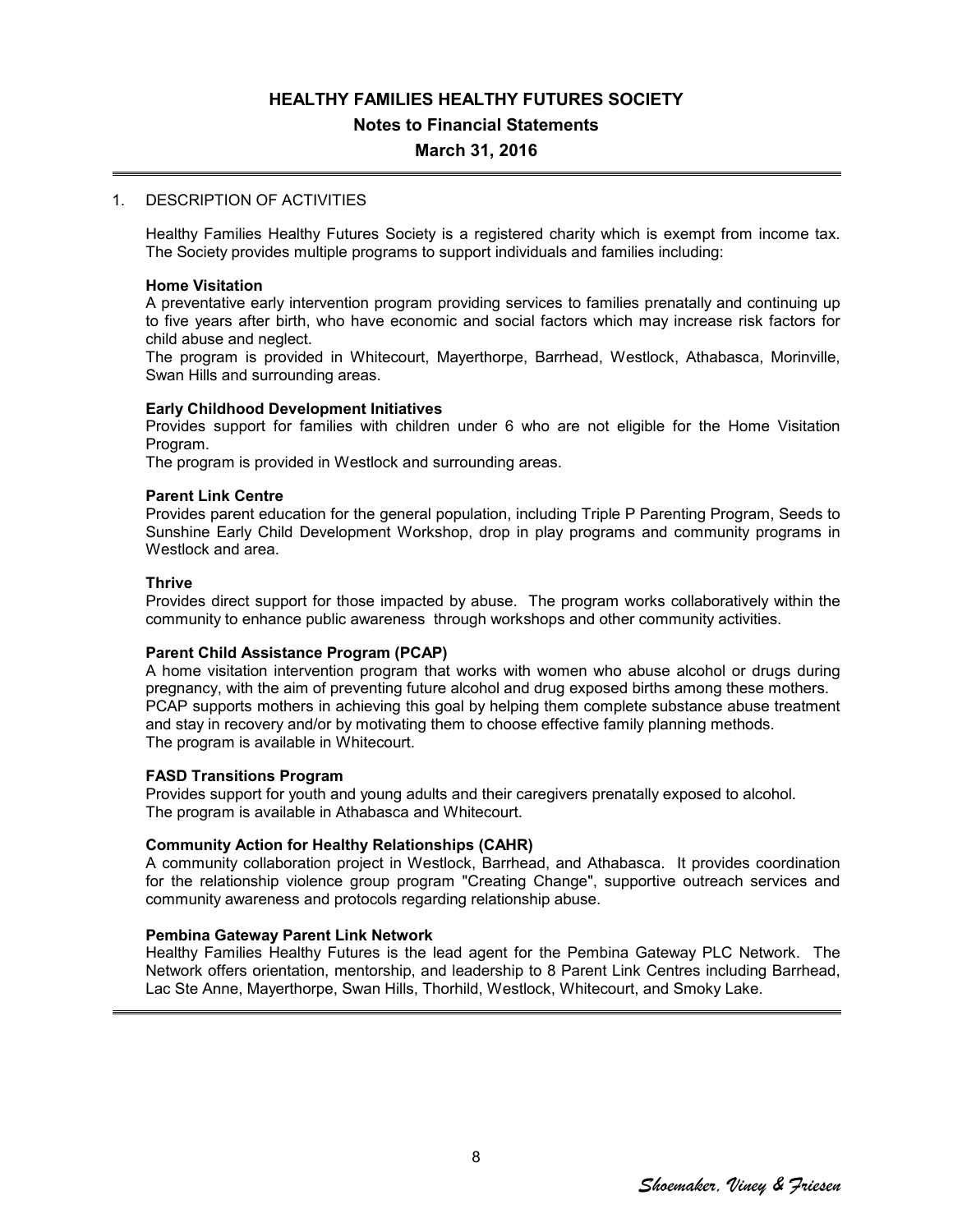# HEALTHY FAMILIES HEALTHY FUTURES SOCIETY

## Notes to Financial Statements

## March 31, 2016

1. DESCRIPTION OF ACTIVITIES

Healthy Families Healthy Futures Society is a registered charity which is exempt from income tax. The Society provides multiple programs to support individuals and families including:

**Home Visitation**
A preventative early intervention program providing services to families prenatally and continuing up to five years after birth, who have economic and social factors which may increase risk factors for child abuse and neglect.
The program is provided in Whitecourt, Mayerthorpe, Barrhead, Westlock, Athabasca, Morinville, Swan Hills and surrounding areas.

**Early Childhood Development Initiatives**
Provides support for families with children under 6 who are not eligible for the Home Visitation Program.
The program is provided in Westlock and surrounding areas.

**Parent Link Centre**
Provides parent education for the general population, including Triple P Parenting Program, Seeds to Sunshine Early Child Development Workshop, drop in play programs and community programs in Westlock and area.

**Thrive**
Provides direct support for those impacted by abuse. The program works collaboratively within the community to enhance public awareness through workshops and other community activities.

**Parent Child Assistance Program (PCAP)**
A home visitation intervention program that works with women who abuse alcohol or drugs during pregnancy, with the aim of preventing future alcohol and drug exposed births among these mothers.
PCAP supports mothers in achieving this goal by helping them complete substance abuse treatment and stay in recovery and/or by motivating them to choose effective family planning methods.
The program is available in Whitecourt.

**FASD Transitions Program**
Provides support for youth and young adults and their caregivers prenatally exposed to alcohol.
The program is available in Athabasca and Whitecourt.

**Community Action for Healthy Relationships (CAHR)**
A community collaboration project in Westlock, Barrhead, and Athabasca. It provides coordination for the relationship violence group program "Creating Change", supportive outreach services and community awareness and protocols regarding relationship abuse.

**Pembina Gateway Parent Link Network**
Healthy Families Healthy Futures is the lead agent for the Pembina Gateway PLC Network. The Network offers orientation, mentorship, and leadership to 8 Parent Link Centres including Barrhead, Lac Ste Anne, Mayerthorpe, Swan Hills, Thorhild, Westlock, Whitecourt, and Smoky Lake.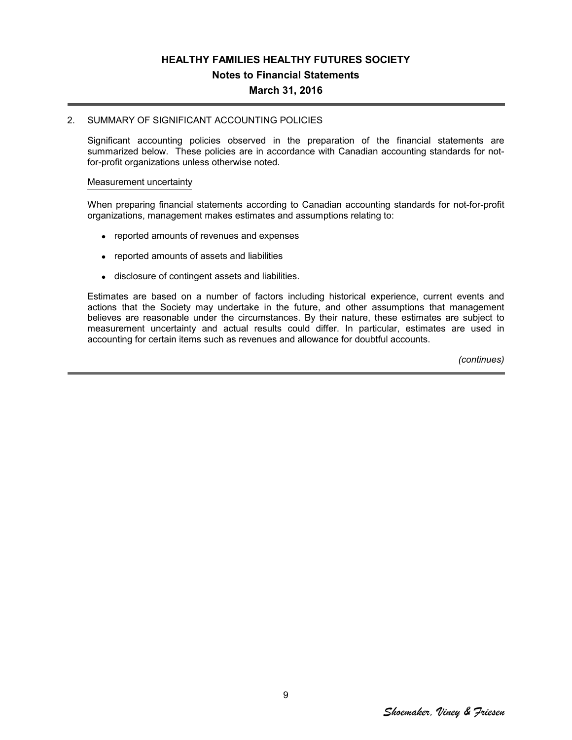## 2. SUMMARY OF SIGNIFICANT ACCOUNTING POLICIES

Significant accounting policies observed in the preparation of the financial statements are summarized below. These policies are in accordance with Canadian accounting standards for not-for-profit organizations unless otherwise noted.

### Measurement uncertainty

When preparing financial statements according to Canadian accounting standards for not-for-profit organizations, management makes estimates and assumptions relating to:

- reported amounts of revenues and expenses
- reported amounts of assets and liabilities
- disclosure of contingent assets and liabilities.

Estimates are based on a number of factors including historical experience, current events and actions that the Society may undertake in the future, and other assumptions that management believes are reasonable under the circumstances. By their nature, these estimates are subject to measurement uncertainty and actual results could differ. In particular, estimates are used in accounting for certain items such as revenues and allowance for doubtful accounts.

*(continues)*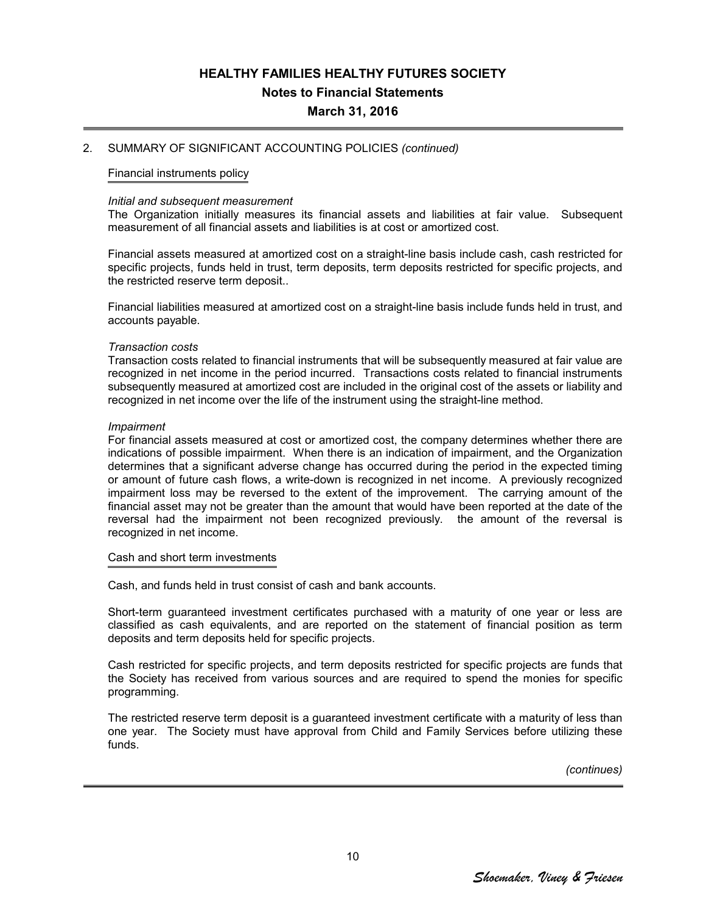# HEALTHY FAMILIES HEALTHY FUTURES SOCIETY

## Notes to Financial Statements

## March 31, 2016

2. SUMMARY OF SIGNIFICANT ACCOUNTING POLICIES *(continued)*

### Financial instruments policy

*Initial and subsequent measurement*

The Organization initially measures its financial assets and liabilities at fair value. Subsequent measurement of all financial assets and liabilities is at cost or amortized cost.

Financial assets measured at amortized cost on a straight-line basis include cash, cash restricted for specific projects, funds held in trust, term deposits, term deposits restricted for specific projects, and the restricted reserve term deposit..

Financial liabilities measured at amortized cost on a straight-line basis include funds held in trust, and accounts payable.

*Transaction costs*

Transaction costs related to financial instruments that will be subsequently measured at fair value are recognized in net income in the period incurred. Transactions costs related to financial instruments subsequently measured at amortized cost are included in the original cost of the assets or liability and recognized in net income over the life of the instrument using the straight-line method.

*Impairment*

For financial assets measured at cost or amortized cost, the company determines whether there are indications of possible impairment. When there is an indication of impairment, and the Organization determines that a significant adverse change has occurred during the period in the expected timing or amount of future cash flows, a write-down is recognized in net income. A previously recognized impairment loss may be reversed to the extent of the improvement. The carrying amount of the financial asset may not be greater than the amount that would have been reported at the date of the reversal had the impairment not been recognized previously. the amount of the reversal is recognized in net income.

### Cash and short term investments

Cash, and funds held in trust consist of cash and bank accounts.

Short-term guaranteed investment certificates purchased with a maturity of one year or less are classified as cash equivalents, and are reported on the statement of financial position as term deposits and term deposits held for specific projects.

Cash restricted for specific projects, and term deposits restricted for specific projects are funds that the Society has received from various sources and are required to spend the monies for specific programming.

The restricted reserve term deposit is a guaranteed investment certificate with a maturity of less than one year. The Society must have approval from Child and Family Services before utilizing these funds.

*(continues)*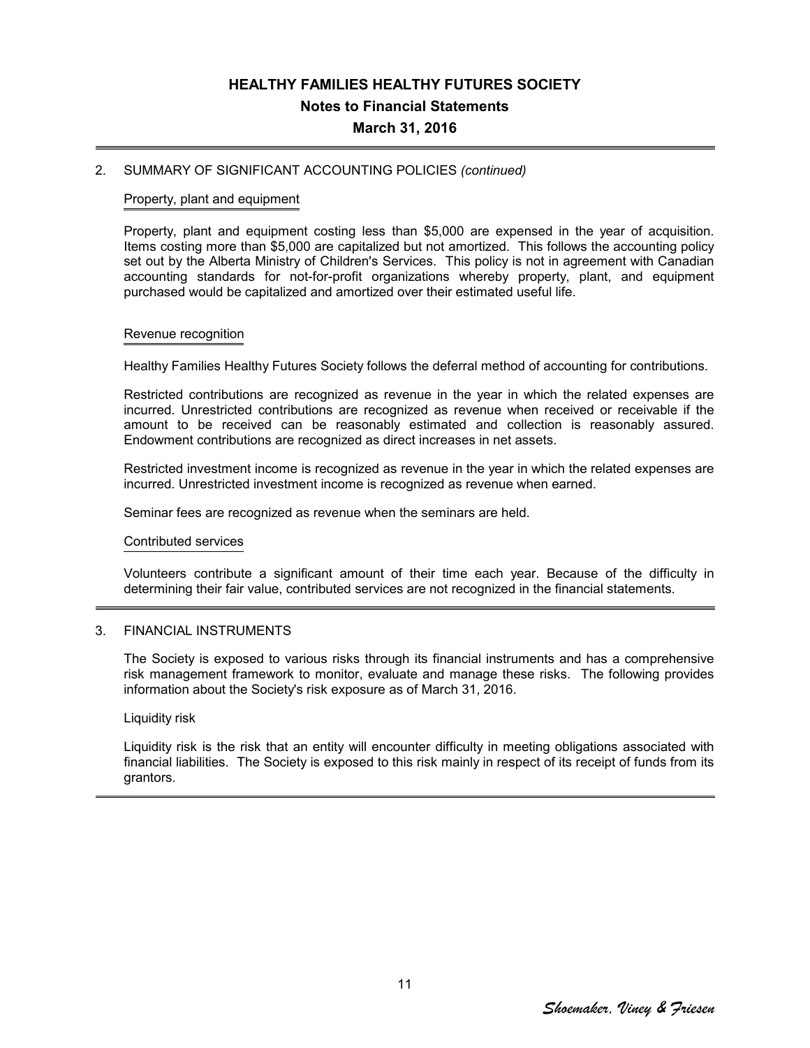# HEALTHY FAMILIES HEALTHY FUTURES SOCIETY

## Notes to Financial Statements

## March 31, 2016

2. SUMMARY OF SIGNIFICANT ACCOUNTING POLICIES *(continued)*

### Property, plant and equipment

Property, plant and equipment costing less than $5,000 are expensed in the year of acquisition. Items costing more than $5,000 are capitalized but not amortized. This follows the accounting policy set out by the Alberta Ministry of Children's Services. This policy is not in agreement with Canadian accounting standards for not-for-profit organizations whereby property, plant, and equipment purchased would be capitalized and amortized over their estimated useful life.

### Revenue recognition

Healthy Families Healthy Futures Society follows the deferral method of accounting for contributions.

Restricted contributions are recognized as revenue in the year in which the related expenses are incurred. Unrestricted contributions are recognized as revenue when received or receivable if the amount to be received can be reasonably estimated and collection is reasonably assured. Endowment contributions are recognized as direct increases in net assets.

Restricted investment income is recognized as revenue in the year in which the related expenses are incurred. Unrestricted investment income is recognized as revenue when earned.

Seminar fees are recognized as revenue when the seminars are held.

### Contributed services

Volunteers contribute a significant amount of their time each year. Because of the difficulty in determining their fair value, contributed services are not recognized in the financial statements.

3. FINANCIAL INSTRUMENTS

The Society is exposed to various risks through its financial instruments and has a comprehensive risk management framework to monitor, evaluate and manage these risks. The following provides information about the Society's risk exposure as of March 31, 2016.

Liquidity risk

Liquidity risk is the risk that an entity will encounter difficulty in meeting obligations associated with financial liabilities. The Society is exposed to this risk mainly in respect of its receipt of funds from its grantors.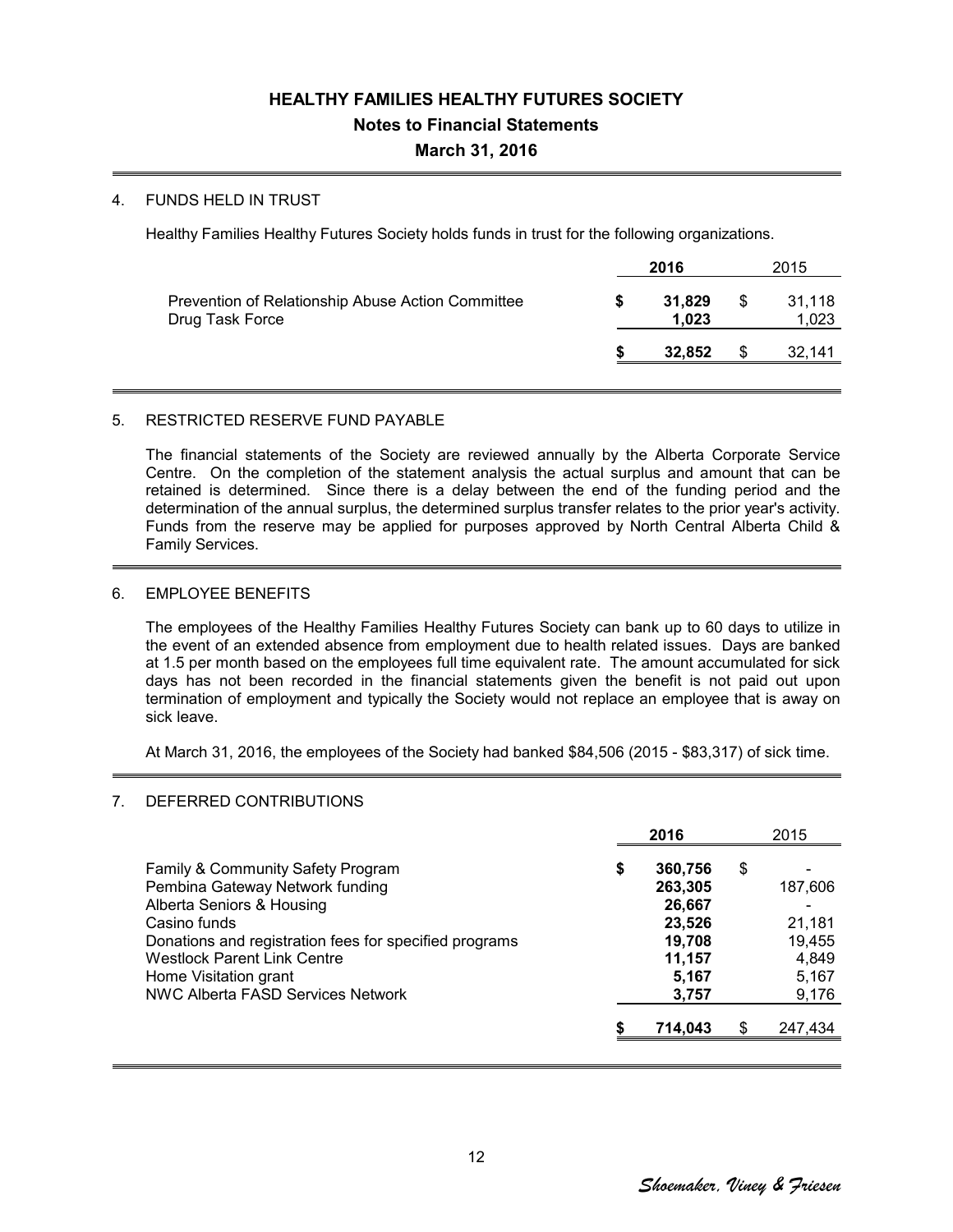# HEALTHY FAMILIES HEALTHY FUTURES SOCIETY

## Notes to Financial Statements

## March 31, 2016

### 4. FUNDS HELD IN TRUST

Healthy Families Healthy Futures Society holds funds in trust for the following organizations.

| | 2016 | 2015 |
|---|---|---|
| Prevention of Relationship Abuse Action Committee | $ 31,829 | $ 31,118 |
| Drug Task Force | 1,023 | 1,023 |
| | $ 32,852 | $ 32,141 |

### 5. RESTRICTED RESERVE FUND PAYABLE

The financial statements of the Society are reviewed annually by the Alberta Corporate Service Centre. On the completion of the statement analysis the actual surplus and amount that can be retained is determined. Since there is a delay between the end of the funding period and the determination of the annual surplus, the determined surplus transfer relates to the prior year's activity. Funds from the reserve may be applied for purposes approved by North Central Alberta Child & Family Services.

### 6. EMPLOYEE BENEFITS

The employees of the Healthy Families Healthy Futures Society can bank up to 60 days to utilize in the event of an extended absence from employment due to health related issues. Days are banked at 1.5 per month based on the employees full time equivalent rate. The amount accumulated for sick days has not been recorded in the financial statements given the benefit is not paid out upon termination of employment and typically the Society would not replace an employee that is away on sick leave.

At March 31, 2016, the employees of the Society had banked $84,506 (2015 - $83,317) of sick time.

### 7. DEFERRED CONTRIBUTIONS

| | 2016 | 2015 |
|---|---|---|
| Family & Community Safety Program | $ 360,756 | $ - |
| Pembina Gateway Network funding | 263,305 | 187,606 |
| Alberta Seniors & Housing | 26,667 | - |
| Casino funds | 23,526 | 21,181 |
| Donations and registration fees for specified programs | 19,708 | 19,455 |
| Westlock Parent Link Centre | 11,157 | 4,849 |
| Home Visitation grant | 5,167 | 5,167 |
| NWC Alberta FASD Services Network | 3,757 | 9,176 |
| | $ 714,043 | $ 247,434 |

*Shoemaker, Viney & Friesen*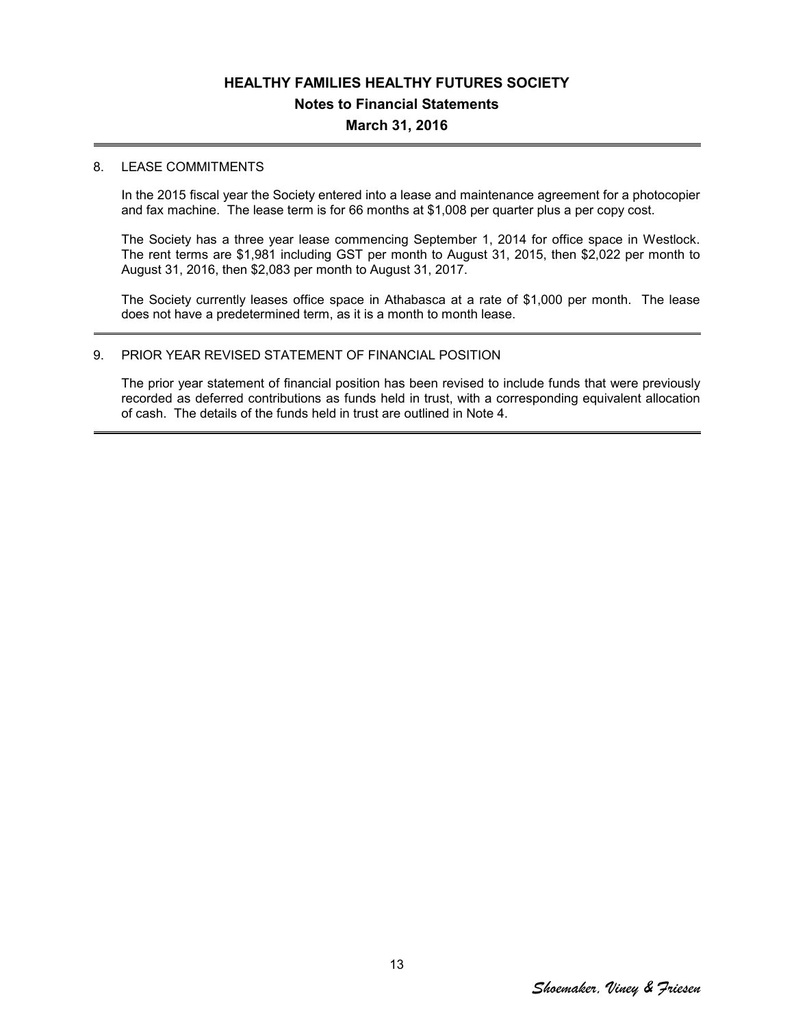## 8. LEASE COMMITMENTS

In the 2015 fiscal year the Society entered into a lease and maintenance agreement for a photocopier and fax machine. The lease term is for 66 months at $1,008 per quarter plus a per copy cost.

The Society has a three year lease commencing September 1, 2014 for office space in Westlock. The rent terms are $1,981 including GST per month to August 31, 2015, then $2,022 per month to August 31, 2016, then $2,083 per month to August 31, 2017.

The Society currently leases office space in Athabasca at a rate of $1,000 per month. The lease does not have a predetermined term, as it is a month to month lease.

## 9. PRIOR YEAR REVISED STATEMENT OF FINANCIAL POSITION

The prior year statement of financial position has been revised to include funds that were previously recorded as deferred contributions as funds held in trust, with a corresponding equivalent allocation of cash. The details of the funds held in trust are outlined in Note 4.